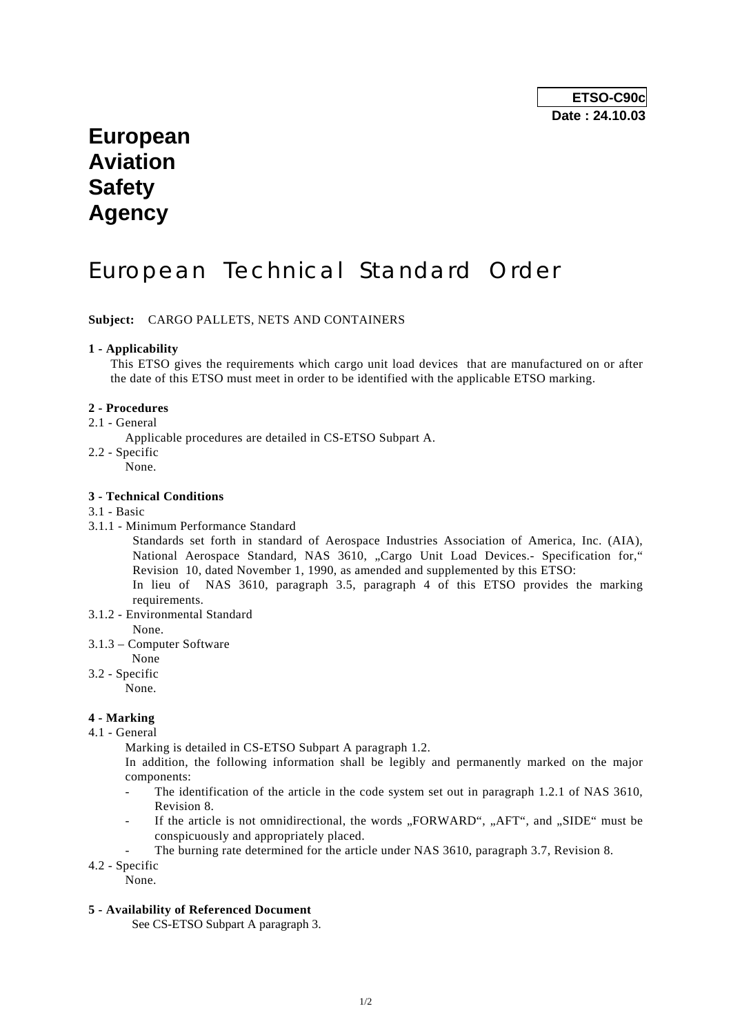**ETSO-C90c**
**Date : 24.10.03**

# European Aviation Safety Agency

# European Technical Standard Order

**Subject:** CARGO PALLETS, NETS AND CONTAINERS

**1 - Applicability**

This ETSO gives the requirements which cargo unit load devices that are manufactured on or after the date of this ETSO must meet in order to be identified with the applicable ETSO marking.

**2 - Procedures**

2.1 - General

Applicable procedures are detailed in CS-ETSO Subpart A.

2.2 - Specific

None.

**3 - Technical Conditions**

3.1 - Basic

3.1.1 - Minimum Performance Standard

Standards set forth in standard of Aerospace Industries Association of America, Inc. (AIA), National Aerospace Standard, NAS 3610, „Cargo Unit Load Devices.- Specification for," Revision 10, dated November 1, 1990, as amended and supplemented by this ETSO:

In lieu of NAS 3610, paragraph 3.5, paragraph 4 of this ETSO provides the marking requirements.

3.1.2 - Environmental Standard

None.

3.1.3 – Computer Software

None

3.2 - Specific

None.

**4 - Marking**

4.1 - General

Marking is detailed in CS-ETSO Subpart A paragraph 1.2.

In addition, the following information shall be legibly and permanently marked on the major components:

- The identification of the article in the code system set out in paragraph 1.2.1 of NAS 3610, Revision 8.
- If the article is not omnidirectional, the words „FORWARD", „AFT", and „SIDE" must be conspicuously and appropriately placed.
- The burning rate determined for the article under NAS 3610, paragraph 3.7, Revision 8.

4.2 - Specific

None.

**5 - Availability of Referenced Document**

See CS-ETSO Subpart A paragraph 3.